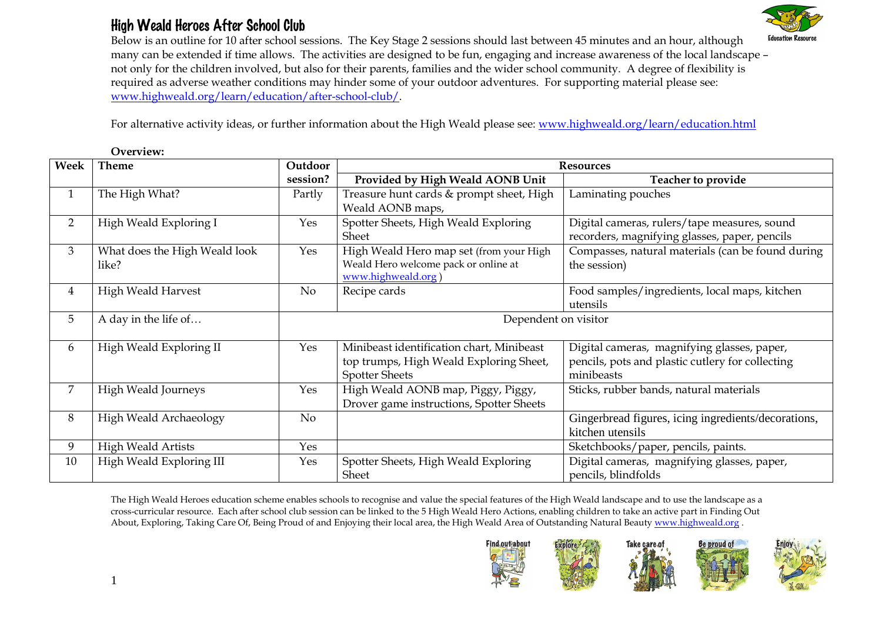# High Weald Heroes After School Club

Below is an outline for 10 after school sessions. The Key Stage 2 sessions should last between 45 minutes and an hour, although many can be extended if time allows. The activities are designed to be fun, engaging and increase awareness of the local landscape – not only for the children involved, but also for their parents, families and the wider school community. A degree of flexibility is required as adverse weather conditions may hinder some of your outdoor adventures. For supporting material please see: www.highweald.org/learn/education/after-school-club/.

For alternative activity ideas, or further information about the High Weald please see: www.highweald.org/learn/education.html

**Overview:**

| Week | Theme | Outdoor session? | Resources | |
|---|---|---|---|---|
| | | | **Provided by High Weald AONB Unit** | **Teacher to provide** |
| 1 | The High What? | Partly | Treasure hunt cards & prompt sheet, High Weald AONB maps, | Laminating pouches |
| 2 | High Weald Exploring I | Yes | Spotter Sheets, High Weald Exploring Sheet | Digital cameras, rulers/tape measures, sound recorders, magnifying glasses, paper, pencils |
| 3 | What does the High Weald look like? | Yes | High Weald Hero map set (from your High Weald Hero welcome pack or online at www.highweald.org ) | Compasses, natural materials (can be found during the session) |
| 4 | High Weald Harvest | No | Recipe cards | Food samples/ingredients, local maps, kitchen utensils |
| 5 | A day in the life of… | Dependent on visitor | | |
| 6 | High Weald Exploring II | Yes | Minibeast identification chart, Minibeast top trumps, High Weald Exploring Sheet, Spotter Sheets | Digital cameras, magnifying glasses, paper, pencils, pots and plastic cutlery for collecting minibeasts |
| 7 | High Weald Journeys | Yes | High Weald AONB map, Piggy, Piggy, Drover game instructions, Spotter Sheets | Sticks, rubber bands, natural materials |
| 8 | High Weald Archaeology | No | | Gingerbread figures, icing ingredients/decorations, kitchen utensils |
| 9 | High Weald Artists | Yes | | Sketchbooks/paper, pencils, paints. |
| 10 | High Weald Exploring III | Yes | Spotter Sheets, High Weald Exploring Sheet | Digital cameras, magnifying glasses, paper, pencils, blindfolds |

The High Weald Heroes education scheme enables schools to recognise and value the special features of the High Weald landscape and to use the landscape as a cross-curricular resource. Each after school club session can be linked to the 5 High Weald Hero Actions, enabling children to take an active part in Finding Out About, Exploring, Taking Care Of, Being Proud of and Enjoying their local area, the High Weald Area of Outstanding Natural Beauty www.highweald.org .

Find out about · Explore · Take care of · Be proud of · Enjoy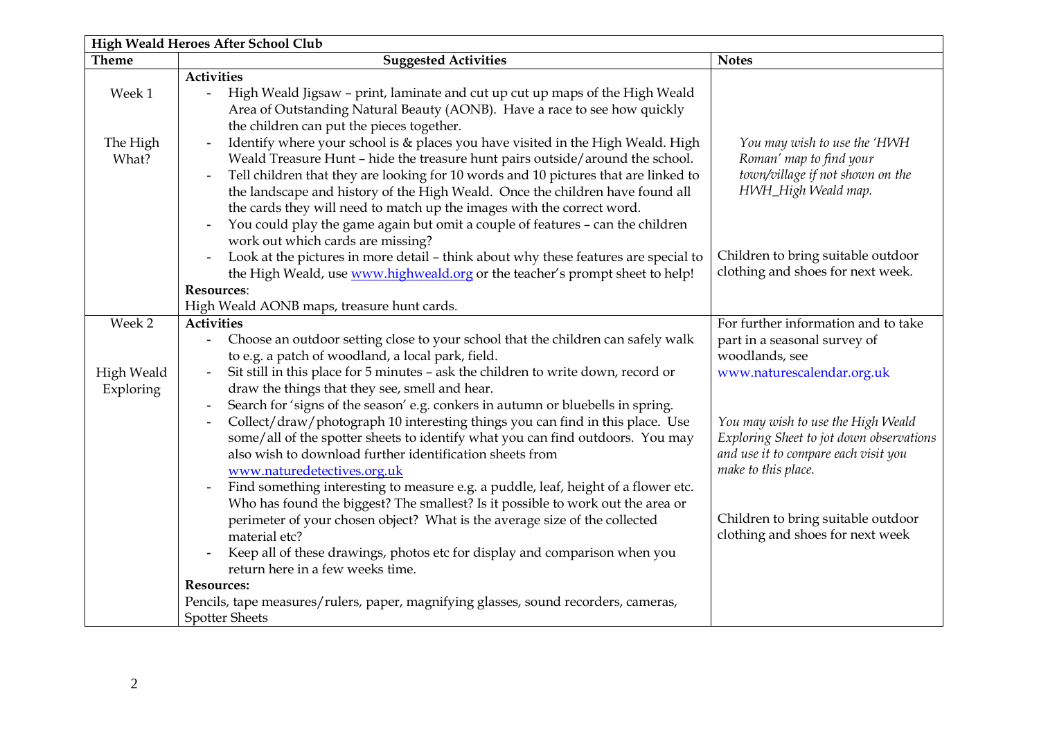| High Weald Heroes After School Club | | |
|---|---|---|
| **Theme** | **Suggested Activities** | **Notes** |
| Week 1<br><br>The High What? | **Activities**<br>- High Weald Jigsaw – print, laminate and cut up cut up maps of the High Weald Area of Outstanding Natural Beauty (AONB). Have a race to see how quickly the children can put the pieces together.<br>- Identify where your school is & places you have visited in the High Weald. High Weald Treasure Hunt – hide the treasure hunt pairs outside/around the school.<br>- Tell children that they are looking for 10 words and 10 pictures that are linked to the landscape and history of the High Weald. Once the children have found all the cards they will need to match up the images with the correct word.<br>- You could play the game again but omit a couple of features – can the children work out which cards are missing?<br>- Look at the pictures in more detail – think about why these features are special to the High Weald, use [www.highweald.org](www.highweald.org) or the teacher's prompt sheet to help!<br>**Resources**:<br>High Weald AONB maps, treasure hunt cards. | *You may wish to use the 'HWH Roman' map to find your town/village if not shown on the HWH_High Weald map.*<br><br>Children to bring suitable outdoor clothing and shoes for next week. |
| Week 2<br><br>High Weald Exploring | **Activities**<br>- Choose an outdoor setting close to your school that the children can safely walk to e.g. a patch of woodland, a local park, field.<br>- Sit still in this place for 5 minutes – ask the children to write down, record or draw the things that they see, smell and hear.<br>- Search for 'signs of the season' e.g. conkers in autumn or bluebells in spring.<br>- Collect/draw/photograph 10 interesting things you can find in this place. Use some/all of the spotter sheets to identify what you can find outdoors. You may also wish to download further identification sheets from [www.naturedetectives.org.uk](www.naturedetectives.org.uk)<br>- Find something interesting to measure e.g. a puddle, leaf, height of a flower etc. Who has found the biggest? The smallest? Is it possible to work out the area or perimeter of your chosen object? What is the average size of the collected material etc?<br>- Keep all of these drawings, photos etc for display and comparison when you return here in a few weeks time.<br>**Resources:**<br>Pencils, tape measures/rulers, paper, magnifying glasses, sound recorders, cameras, Spotter Sheets | For further information and to take part in a seasonal survey of woodlands, see www.naturescalendar.org.uk<br><br>*You may wish to use the High Weald Exploring Sheet to jot down observations and use it to compare each visit you make to this place.*<br><br>Children to bring suitable outdoor clothing and shoes for next week |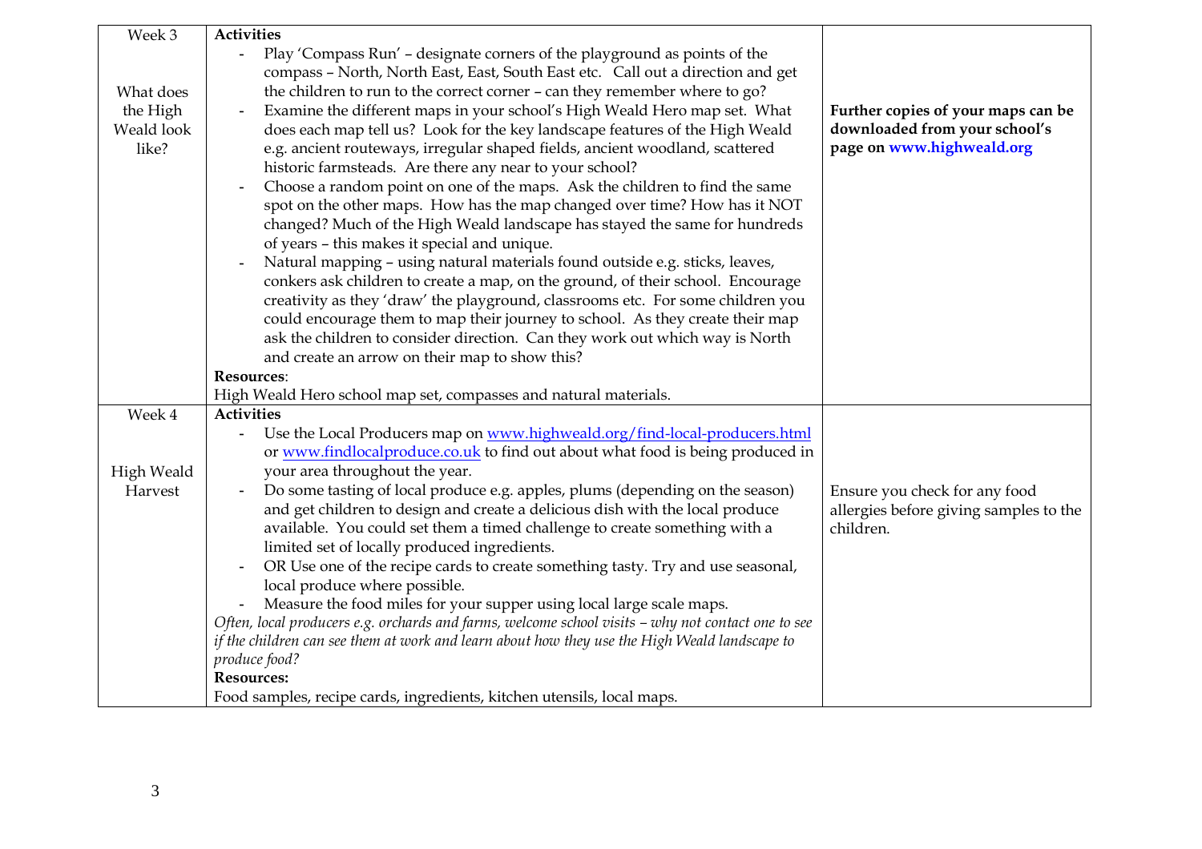| Week | Activities | Notes |
|---|---|---|
| Week 3<br><br>What does the High Weald look like? | **Activities**<br>- Play 'Compass Run' – designate corners of the playground as points of the compass – North, North East, East, South East etc. Call out a direction and get the children to run to the correct corner – can they remember where to go?<br>- Examine the different maps in your school's High Weald Hero map set. What does each map tell us? Look for the key landscape features of the High Weald e.g. ancient routeways, irregular shaped fields, ancient woodland, scattered historic farmsteads. Are there any near to your school?<br>- Choose a random point on one of the maps. Ask the children to find the same spot on the other maps. How has the map changed over time? How has it NOT changed? Much of the High Weald landscape has stayed the same for hundreds of years – this makes it special and unique.<br>- Natural mapping – using natural materials found outside e.g. sticks, leaves, conkers ask children to create a map, on the ground, of their school. Encourage creativity as they 'draw' the playground, classrooms etc. For some children you could encourage them to map their journey to school. As they create their map ask the children to consider direction. Can they work out which way is North and create an arrow on their map to show this?<br>**Resources**:<br>High Weald Hero school map set, compasses and natural materials. | **Further copies of your maps can be downloaded from your school's page on www.highweald.org** |
| Week 4<br><br>High Weald Harvest | **Activities**<br>- Use the Local Producers map on www.highweald.org/find-local-producers.html or www.findlocalproduce.co.uk to find out about what food is being produced in your area throughout the year.<br>- Do some tasting of local produce e.g. apples, plums (depending on the season) and get children to design and create a delicious dish with the local produce available. You could set them a timed challenge to create something with a limited set of locally produced ingredients.<br>- OR Use one of the recipe cards to create something tasty. Try and use seasonal, local produce where possible.<br>- Measure the food miles for your supper using local large scale maps.<br>*Often, local producers e.g. orchards and farms, welcome school visits – why not contact one to see if the children can see them at work and learn about how they use the High Weald landscape to produce food?*<br>**Resources:**<br>Food samples, recipe cards, ingredients, kitchen utensils, local maps. | Ensure you check for any food allergies before giving samples to the children. |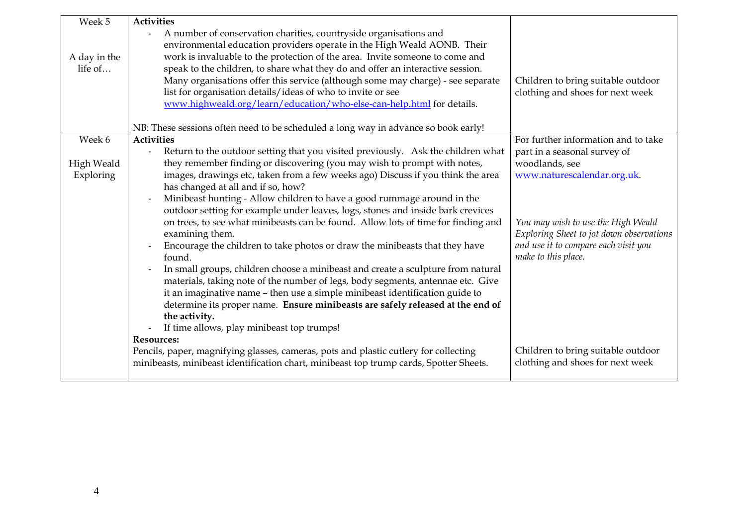| | | |
|---|---|---|
| Week 5<br><br>A day in the life of… | **Activities**<br>- A number of conservation charities, countryside organisations and environmental education providers operate in the High Weald AONB. Their work is invaluable to the protection of the area. Invite someone to come and speak to the children, to share what they do and offer an interactive session. Many organisations offer this service (although some may charge) - see separate list for organisation details/ideas of who to invite or see [www.highweald.org/learn/education/who-else-can-help.html](www.highweald.org/learn/education/who-else-can-help.html) for details.<br><br>NB: These sessions often need to be scheduled a long way in advance so book early! | Children to bring suitable outdoor clothing and shoes for next week |
| Week 6<br><br>High Weald Exploring | **Activities**<br>- Return to the outdoor setting that you visited previously. Ask the children what they remember finding or discovering (you may wish to prompt with notes, images, drawings etc, taken from a few weeks ago) Discuss if you think the area has changed at all and if so, how?<br>- Minibeast hunting - Allow children to have a good rummage around in the outdoor setting for example under leaves, logs, stones and inside bark crevices on trees, to see what minibeasts can be found. Allow lots of time for finding and examining them.<br>- Encourage the children to take photos or draw the minibeasts that they have found.<br>- In small groups, children choose a minibeast and create a sculpture from natural materials, taking note of the number of legs, body segments, antennae etc. Give it an imaginative name – then use a simple minibeast identification guide to determine its proper name. **Ensure minibeasts are safely released at the end of the activity.**<br>- If time allows, play minibeast top trumps!<br>**Resources:**<br>Pencils, paper, magnifying glasses, cameras, pots and plastic cutlery for collecting minibeasts, minibeast identification chart, minibeast top trump cards, Spotter Sheets. | For further information and to take part in a seasonal survey of woodlands, see www.naturescalendar.org.uk.<br><br>*You may wish to use the High Weald Exploring Sheet to jot down observations and use it to compare each visit you make to this place.*<br><br>Children to bring suitable outdoor clothing and shoes for next week |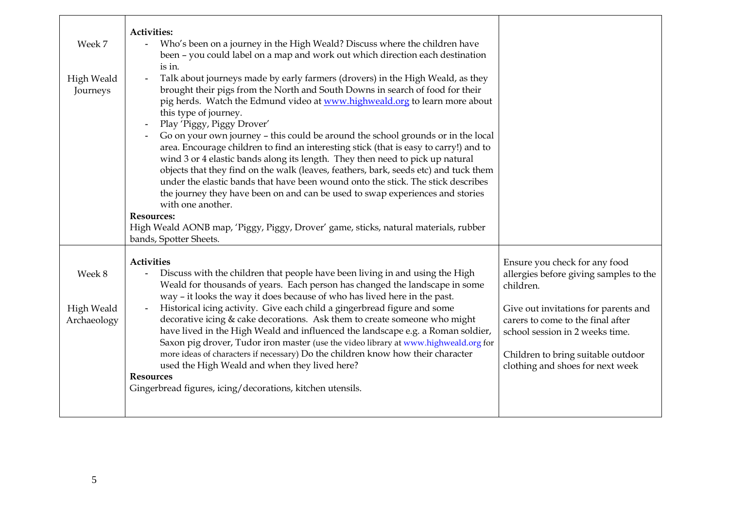| | | |
|---|---|---|
| Week 7<br><br>High Weald Journeys | **Activities:**<br>- Who's been on a journey in the High Weald? Discuss where the children have been – you could label on a map and work out which direction each destination is in.<br>- Talk about journeys made by early farmers (drovers) in the High Weald, as they brought their pigs from the North and South Downs in search of food for their pig herds. Watch the Edmund video at www.highweald.org to learn more about this type of journey.<br>- Play 'Piggy, Piggy Drover'<br>- Go on your own journey – this could be around the school grounds or in the local area. Encourage children to find an interesting stick (that is easy to carry!) and to wind 3 or 4 elastic bands along its length. They then need to pick up natural objects that they find on the walk (leaves, feathers, bark, seeds etc) and tuck them under the elastic bands that have been wound onto the stick. The stick describes the journey they have been on and can be used to swap experiences and stories with one another.<br>**Resources:**<br>High Weald AONB map, 'Piggy, Piggy, Drover' game, sticks, natural materials, rubber bands, Spotter Sheets. | |
| Week 8<br><br>High Weald Archaeology | **Activities**<br>- Discuss with the children that people have been living in and using the High Weald for thousands of years. Each person has changed the landscape in some way – it looks the way it does because of who has lived here in the past.<br>- Historical icing activity. Give each child a gingerbread figure and some decorative icing & cake decorations. Ask them to create someone who might have lived in the High Weald and influenced the landscape e.g. a Roman soldier, Saxon pig drover, Tudor iron master (use the video library at www.highweald.org for more ideas of characters if necessary) Do the children know how their character used the High Weald and when they lived here?<br>**Resources**<br>Gingerbread figures, icing/decorations, kitchen utensils. | Ensure you check for any food allergies before giving samples to the children.<br><br>Give out invitations for parents and carers to come to the final after school session in 2 weeks time.<br><br>Children to bring suitable outdoor clothing and shoes for next week |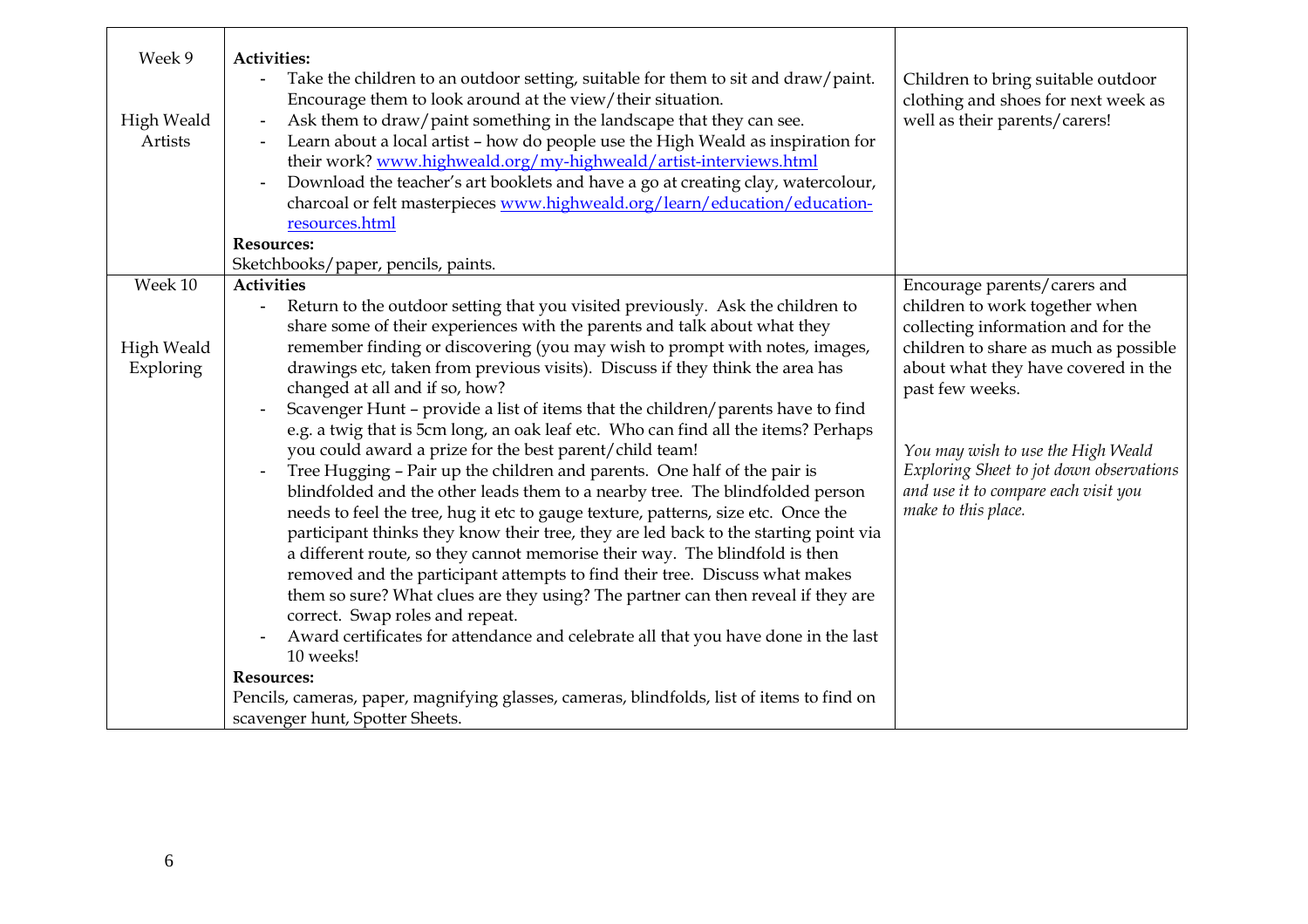| | | |
|---|---|---|
| Week 9<br><br>High Weald Artists | **Activities:**<br>- Take the children to an outdoor setting, suitable for them to sit and draw/paint. Encourage them to look around at the view/their situation.<br>- Ask them to draw/paint something in the landscape that they can see.<br>- Learn about a local artist – how do people use the High Weald as inspiration for their work? www.highweald.org/my-highweald/artist-interviews.html<br>- Download the teacher's art booklets and have a go at creating clay, watercolour, charcoal or felt masterpieces www.highweald.org/learn/education/education-resources.html<br>**Resources:**<br>Sketchbooks/paper, pencils, paints. | Children to bring suitable outdoor clothing and shoes for next week as well as their parents/carers! |
| Week 10<br><br>High Weald Exploring | **Activities**<br>- Return to the outdoor setting that you visited previously. Ask the children to share some of their experiences with the parents and talk about what they remember finding or discovering (you may wish to prompt with notes, images, drawings etc, taken from previous visits). Discuss if they think the area has changed at all and if so, how?<br>- Scavenger Hunt – provide a list of items that the children/parents have to find e.g. a twig that is 5cm long, an oak leaf etc. Who can find all the items? Perhaps you could award a prize for the best parent/child team!<br>- Tree Hugging – Pair up the children and parents. One half of the pair is blindfolded and the other leads them to a nearby tree. The blindfolded person needs to feel the tree, hug it etc to gauge texture, patterns, size etc. Once the participant thinks they know their tree, they are led back to the starting point via a different route, so they cannot memorise their way. The blindfold is then removed and the participant attempts to find their tree. Discuss what makes them so sure? What clues are they using? The partner can then reveal if they are correct. Swap roles and repeat.<br>- Award certificates for attendance and celebrate all that you have done in the last 10 weeks!<br>**Resources:**<br>Pencils, cameras, paper, magnifying glasses, cameras, blindfolds, list of items to find on scavenger hunt, Spotter Sheets. | Encourage parents/carers and children to work together when collecting information and for the children to share as much as possible about what they have covered in the past few weeks.<br><br>*You may wish to use the High Weald Exploring Sheet to jot down observations and use it to compare each visit you make to this place.* |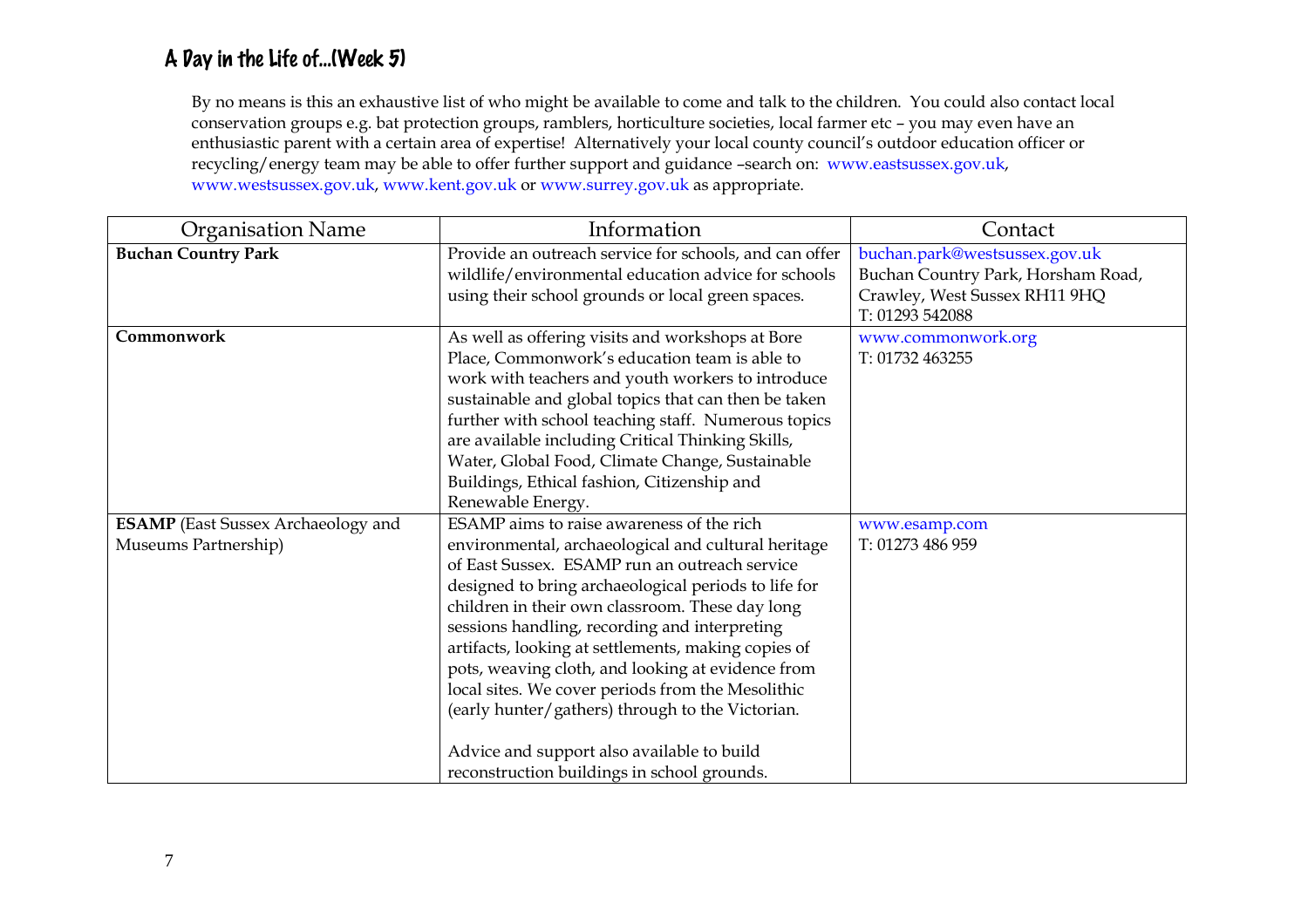## A Day in the Life of…(Week 5)

By no means is this an exhaustive list of who might be available to come and talk to the children. You could also contact local conservation groups e.g. bat protection groups, ramblers, horticulture societies, local farmer etc – you may even have an enthusiastic parent with a certain area of expertise! Alternatively your local county council's outdoor education officer or recycling/energy team may be able to offer further support and guidance –search on: www.eastsussex.gov.uk, www.westsussex.gov.uk, www.kent.gov.uk or www.surrey.gov.uk as appropriate.

| Organisation Name | Information | Contact |
|---|---|---|
| **Buchan Country Park** | Provide an outreach service for schools, and can offer wildlife/environmental education advice for schools using their school grounds or local green spaces. | buchan.park@westsussex.gov.uk<br>Buchan Country Park, Horsham Road, Crawley, West Sussex RH11 9HQ<br>T: 01293 542088 |
| **Commonwork** | As well as offering visits and workshops at Bore Place, Commonwork's education team is able to work with teachers and youth workers to introduce sustainable and global topics that can then be taken further with school teaching staff. Numerous topics are available including Critical Thinking Skills, Water, Global Food, Climate Change, Sustainable Buildings, Ethical fashion, Citizenship and Renewable Energy. | www.commonwork.org<br>T: 01732 463255 |
| **ESAMP** (East Sussex Archaeology and Museums Partnership) | ESAMP aims to raise awareness of the rich environmental, archaeological and cultural heritage of East Sussex. ESAMP run an outreach service designed to bring archaeological periods to life for children in their own classroom. These day long sessions handling, recording and interpreting artifacts, looking at settlements, making copies of pots, weaving cloth, and looking at evidence from local sites. We cover periods from the Mesolithic (early hunter/gathers) through to the Victorian.<br><br>Advice and support also available to build reconstruction buildings in school grounds. | www.esamp.com<br>T: 01273 486 959 |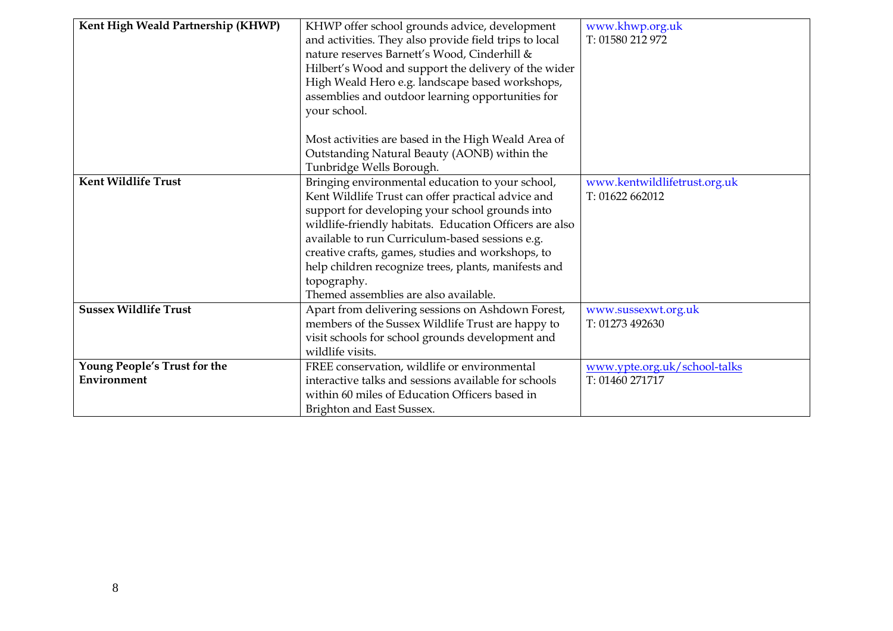| | | |
|---|---|---|
| **Kent High Weald Partnership (KHWP)** | KHWP offer school grounds advice, development and activities. They also provide field trips to local nature reserves Barnett's Wood, Cinderhill & Hilbert's Wood and support the delivery of the wider High Weald Hero e.g. landscape based workshops, assemblies and outdoor learning opportunities for your school.<br><br>Most activities are based in the High Weald Area of Outstanding Natural Beauty (AONB) within the Tunbridge Wells Borough. | www.khwp.org.uk<br>T: 01580 212 972 |
| **Kent Wildlife Trust** | Bringing environmental education to your school, Kent Wildlife Trust can offer practical advice and support for developing your school grounds into wildlife-friendly habitats. Education Officers are also available to run Curriculum-based sessions e.g. creative crafts, games, studies and workshops, to help children recognize trees, plants, manifests and topography.<br>Themed assemblies are also available. | www.kentwildlifetrust.org.uk<br>T: 01622 662012 |
| **Sussex Wildlife Trust** | Apart from delivering sessions on Ashdown Forest, members of the Sussex Wildlife Trust are happy to visit schools for school grounds development and wildlife visits. | www.sussexwt.org.uk<br>T: 01273 492630 |
| **Young People's Trust for the Environment** | FREE conservation, wildlife or environmental interactive talks and sessions available for schools within 60 miles of Education Officers based in Brighton and East Sussex. | www.ypte.org.uk/school-talks<br>T: 01460 271717 |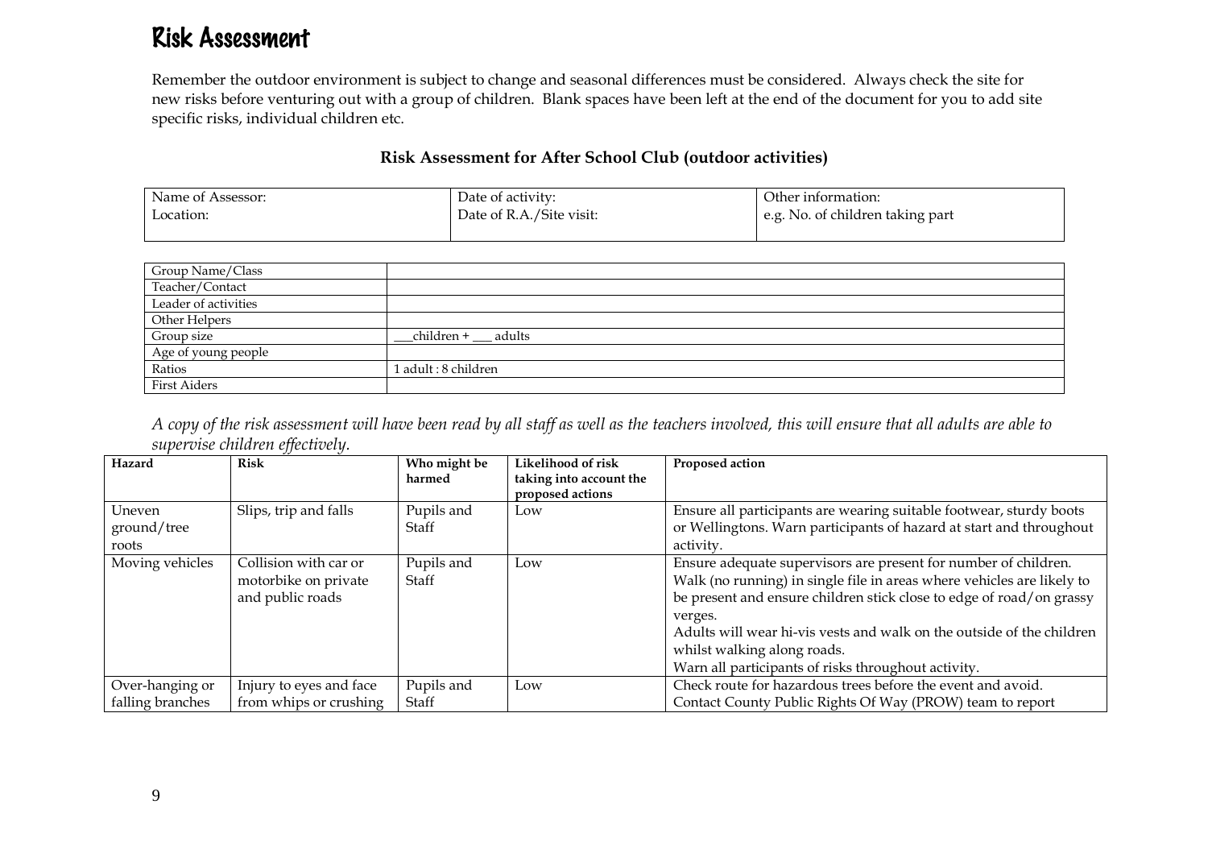# Risk Assessment

Remember the outdoor environment is subject to change and seasonal differences must be considered. Always check the site for new risks before venturing out with a group of children. Blank spaces have been left at the end of the document for you to add site specific risks, individual children etc.

**Risk Assessment for After School Club (outdoor activities)**

| Name of Assessor:<br>Location: | Date of activity:<br>Date of R.A./Site visit: | Other information:<br>e.g. No. of children taking part |
|---|---|---|

| Group Name/Class | |
|---|---|
| Teacher/Contact | |
| Leader of activities | |
| Other Helpers | |
| Group size | ___children + ___ adults |
| Age of young people | |
| Ratios | 1 adult : 8 children |
| First Aiders | |

*A copy of the risk assessment will have been read by all staff as well as the teachers involved, this will ensure that all adults are able to supervise children effectively.*

| Hazard | Risk | Who might be harmed | Likelihood of risk taking into account the proposed actions | Proposed action |
|---|---|---|---|---|
| Uneven ground/tree roots | Slips, trip and falls | Pupils and Staff | Low | Ensure all participants are wearing suitable footwear, sturdy boots or Wellingtons. Warn participants of hazard at start and throughout activity. |
| Moving vehicles | Collision with car or motorbike on private and public roads | Pupils and Staff | Low | Ensure adequate supervisors are present for number of children.<br>Walk (no running) in single file in areas where vehicles are likely to be present and ensure children stick close to edge of road/on grassy verges.<br>Adults will wear hi-vis vests and walk on the outside of the children whilst walking along roads.<br>Warn all participants of risks throughout activity. |
| Over-hanging or falling branches | Injury to eyes and face from whips or crushing | Pupils and Staff | Low | Check route for hazardous trees before the event and avoid.<br>Contact County Public Rights Of Way (PROW) team to report |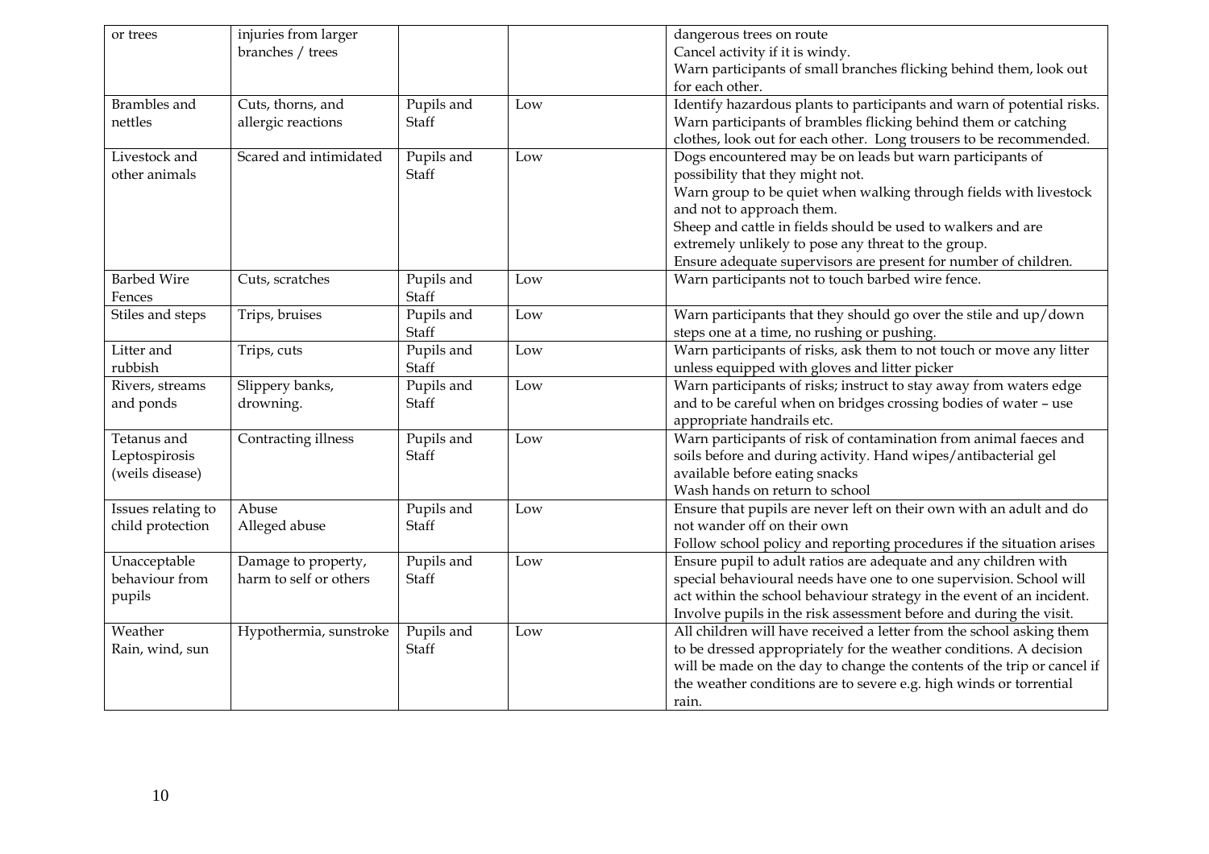| | | | | |
|---|---|---|---|---|
| or trees | injuries from larger branches / trees | | | dangerous trees on route<br>Cancel activity if it is windy.<br>Warn participants of small branches flicking behind them, look out for each other. |
| Brambles and nettles | Cuts, thorns, and allergic reactions | Pupils and Staff | Low | Identify hazardous plants to participants and warn of potential risks. Warn participants of brambles flicking behind them or catching clothes, look out for each other. Long trousers to be recommended. |
| Livestock and other animals | Scared and intimidated | Pupils and Staff | Low | Dogs encountered may be on leads but warn participants of possibility that they might not.<br>Warn group to be quiet when walking through fields with livestock and not to approach them.<br>Sheep and cattle in fields should be used to walkers and are extremely unlikely to pose any threat to the group.<br>Ensure adequate supervisors are present for number of children. |
| Barbed Wire Fences | Cuts, scratches | Pupils and Staff | Low | Warn participants not to touch barbed wire fence. |
| Stiles and steps | Trips, bruises | Pupils and Staff | Low | Warn participants that they should go over the stile and up/down steps one at a time, no rushing or pushing. |
| Litter and rubbish | Trips, cuts | Pupils and Staff | Low | Warn participants of risks, ask them to not touch or move any litter unless equipped with gloves and litter picker |
| Rivers, streams and ponds | Slippery banks, drowning. | Pupils and Staff | Low | Warn participants of risks; instruct to stay away from waters edge and to be careful when on bridges crossing bodies of water – use appropriate handrails etc. |
| Tetanus and Leptospirosis (weils disease) | Contracting illness | Pupils and Staff | Low | Warn participants of risk of contamination from animal faeces and soils before and during activity. Hand wipes/antibacterial gel available before eating snacks<br>Wash hands on return to school |
| Issues relating to child protection | Abuse<br>Alleged abuse | Pupils and Staff | Low | Ensure that pupils are never left on their own with an adult and do not wander off on their own<br>Follow school policy and reporting procedures if the situation arises |
| Unacceptable behaviour from pupils | Damage to property, harm to self or others | Pupils and Staff | Low | Ensure pupil to adult ratios are adequate and any children with special behavioural needs have one to one supervision. School will act within the school behaviour strategy in the event of an incident. Involve pupils in the risk assessment before and during the visit. |
| Weather<br>Rain, wind, sun | Hypothermia, sunstroke | Pupils and Staff | Low | All children will have received a letter from the school asking them to be dressed appropriately for the weather conditions. A decision will be made on the day to change the contents of the trip or cancel if the weather conditions are to severe e.g. high winds or torrential rain. |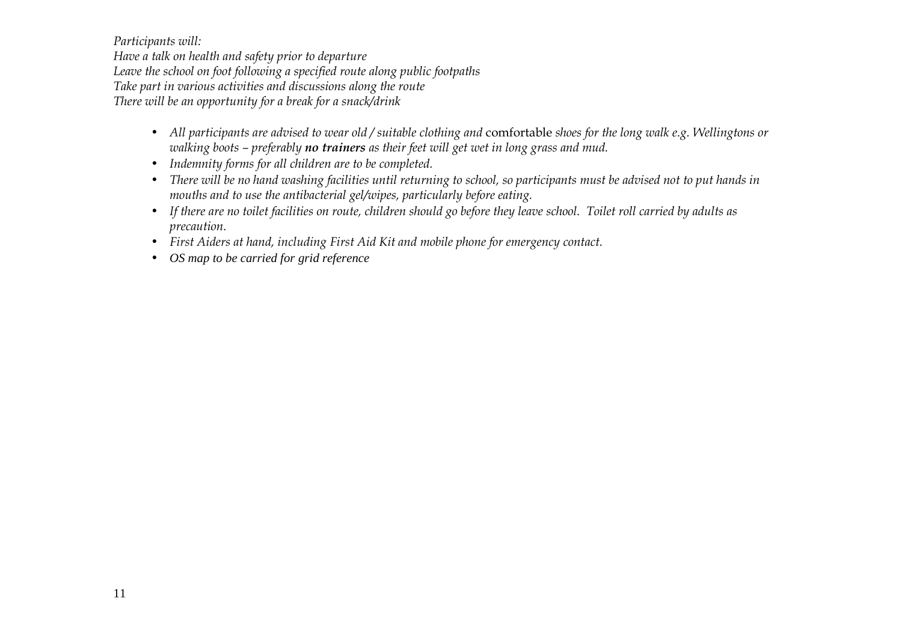*Participants will:*
*Have a talk on health and safety prior to departure*
*Leave the school on foot following a specified route along public footpaths*
*Take part in various activities and discussions along the route*
*There will be an opportunity for a break for a snack/drink*

- *All participants are advised to wear old / suitable clothing and* comfortable *shoes for the long walk e.g. Wellingtons or walking boots – preferably* ***no trainers*** *as their feet will get wet in long grass and mud.*
- *Indemnity forms for all children are to be completed.*
- *There will be no hand washing facilities until returning to school, so participants must be advised not to put hands in mouths and to use the antibacterial gel/wipes, particularly before eating.*
- *If there are no toilet facilities on route, children should go before they leave school. Toilet roll carried by adults as precaution.*
- *First Aiders at hand, including First Aid Kit and mobile phone for emergency contact.*
- *OS map to be carried for grid reference*